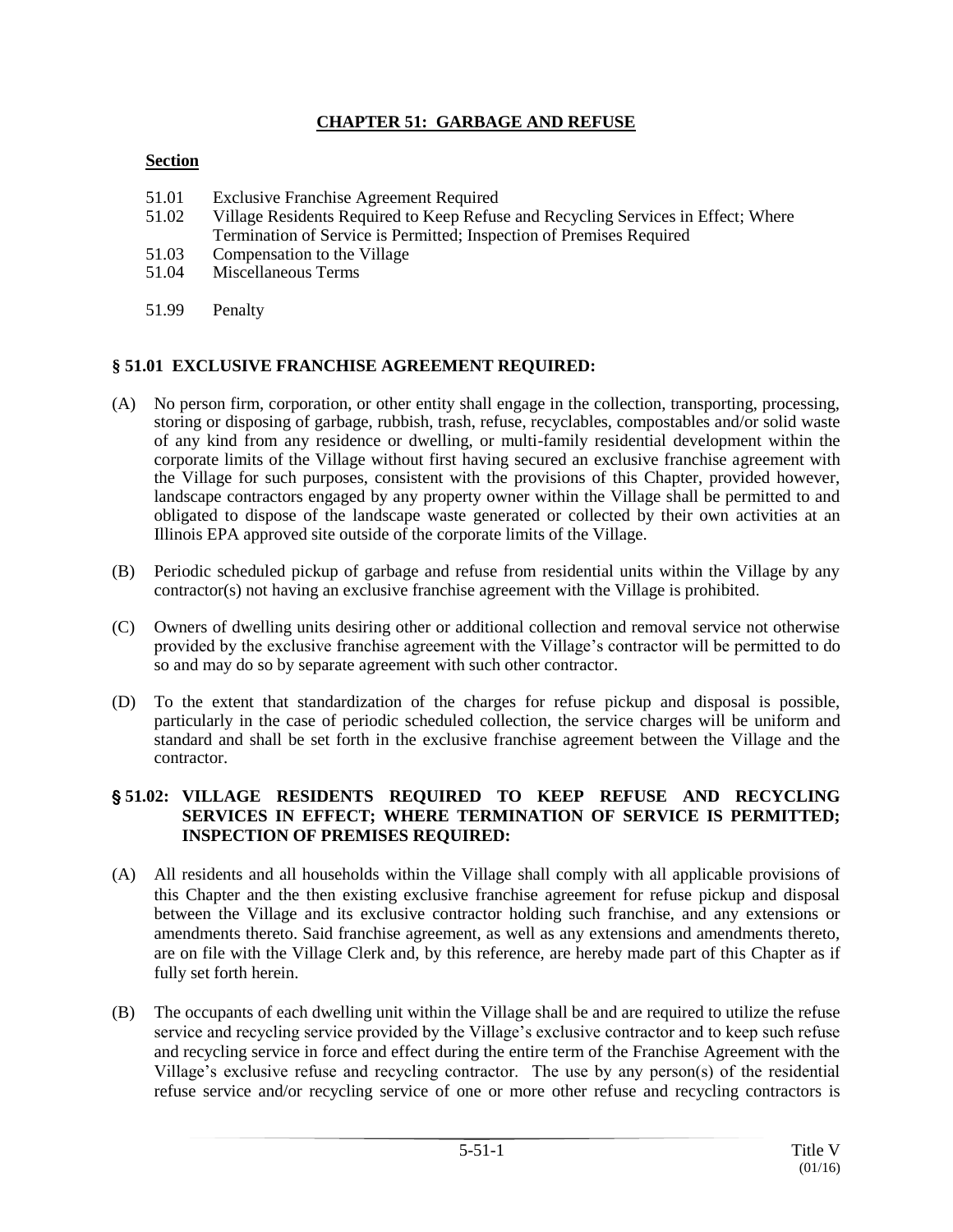# CHAPTER 51: GARBAGE AND REFUSE

**Section**

- 51.01 Exclusive Franchise Agreement Required
- 51.02 Village Residents Required to Keep Refuse and Recycling Services in Effect; Where Termination of Service is Permitted; Inspection of Premises Required
- 51.03 Compensation to the Village
- 51.04 Miscellaneous Terms

- 51.99 Penalty

## § 51.01 EXCLUSIVE FRANCHISE AGREEMENT REQUIRED:

(A) No person firm, corporation, or other entity shall engage in the collection, transporting, processing, storing or disposing of garbage, rubbish, trash, refuse, recyclables, compostables and/or solid waste of any kind from any residence or dwelling, or multi-family residential development within the corporate limits of the Village without first having secured an exclusive franchise agreement with the Village for such purposes, consistent with the provisions of this Chapter, provided however, landscape contractors engaged by any property owner within the Village shall be permitted to and obligated to dispose of the landscape waste generated or collected by their own activities at an Illinois EPA approved site outside of the corporate limits of the Village.

(B) Periodic scheduled pickup of garbage and refuse from residential units within the Village by any contractor(s) not having an exclusive franchise agreement with the Village is prohibited.

(C) Owners of dwelling units desiring other or additional collection and removal service not otherwise provided by the exclusive franchise agreement with the Village's contractor will be permitted to do so and may do so by separate agreement with such other contractor.

(D) To the extent that standardization of the charges for refuse pickup and disposal is possible, particularly in the case of periodic scheduled collection, the service charges will be uniform and standard and shall be set forth in the exclusive franchise agreement between the Village and the contractor.

## § 51.02: VILLAGE RESIDENTS REQUIRED TO KEEP REFUSE AND RECYCLING SERVICES IN EFFECT; WHERE TERMINATION OF SERVICE IS PERMITTED; INSPECTION OF PREMISES REQUIRED:

(A) All residents and all households within the Village shall comply with all applicable provisions of this Chapter and the then existing exclusive franchise agreement for refuse pickup and disposal between the Village and its exclusive contractor holding such franchise, and any extensions or amendments thereto. Said franchise agreement, as well as any extensions and amendments thereto, are on file with the Village Clerk and, by this reference, are hereby made part of this Chapter as if fully set forth herein.

(B) The occupants of each dwelling unit within the Village shall be and are required to utilize the refuse service and recycling service provided by the Village's exclusive contractor and to keep such refuse and recycling service in force and effect during the entire term of the Franchise Agreement with the Village's exclusive refuse and recycling contractor. The use by any person(s) of the residential refuse service and/or recycling service of one or more other refuse and recycling contractors is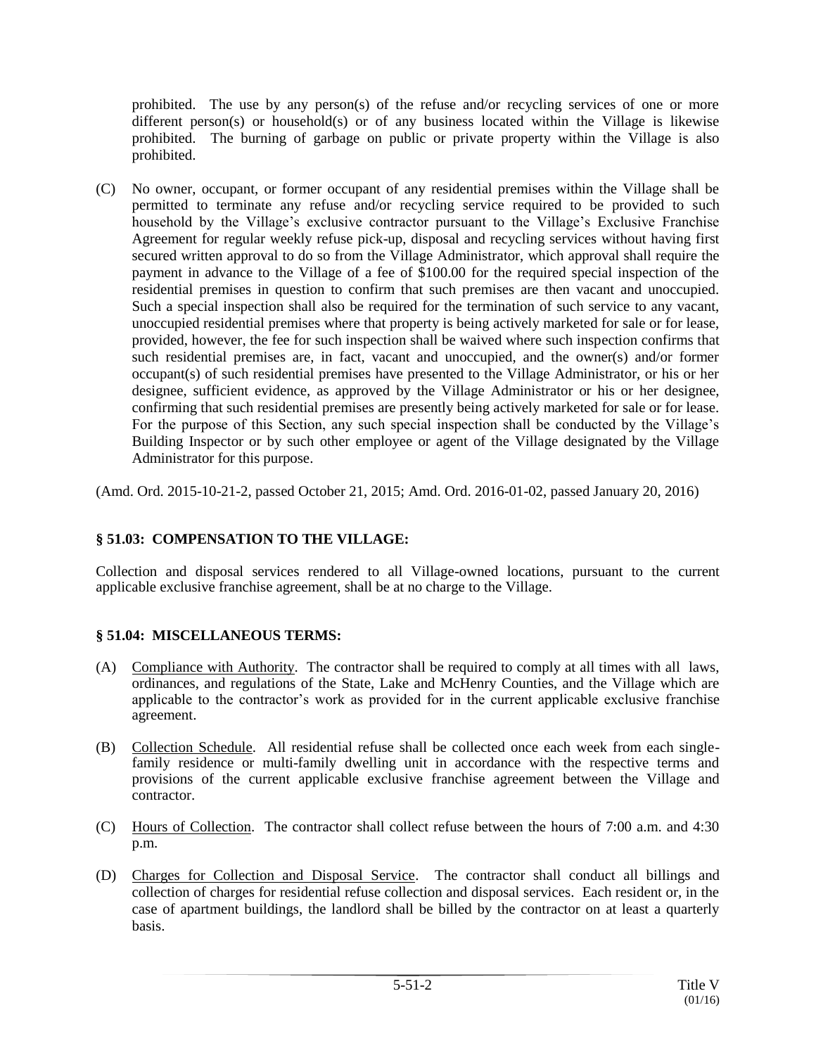prohibited. The use by any person(s) of the refuse and/or recycling services of one or more different person(s) or household(s) or of any business located within the Village is likewise prohibited. The burning of garbage on public or private property within the Village is also prohibited.

(C) No owner, occupant, or former occupant of any residential premises within the Village shall be permitted to terminate any refuse and/or recycling service required to be provided to such household by the Village's exclusive contractor pursuant to the Village's Exclusive Franchise Agreement for regular weekly refuse pick-up, disposal and recycling services without having first secured written approval to do so from the Village Administrator, which approval shall require the payment in advance to the Village of a fee of $100.00 for the required special inspection of the residential premises in question to confirm that such premises are then vacant and unoccupied. Such a special inspection shall also be required for the termination of such service to any vacant, unoccupied residential premises where that property is being actively marketed for sale or for lease, provided, however, the fee for such inspection shall be waived where such inspection confirms that such residential premises are, in fact, vacant and unoccupied, and the owner(s) and/or former occupant(s) of such residential premises have presented to the Village Administrator, or his or her designee, sufficient evidence, as approved by the Village Administrator or his or her designee, confirming that such residential premises are presently being actively marketed for sale or for lease. For the purpose of this Section, any such special inspection shall be conducted by the Village's Building Inspector or by such other employee or agent of the Village designated by the Village Administrator for this purpose.

(Amd. Ord. 2015-10-21-2, passed October 21, 2015; Amd. Ord. 2016-01-02, passed January 20, 2016)

### § 51.03: COMPENSATION TO THE VILLAGE:

Collection and disposal services rendered to all Village-owned locations, pursuant to the current applicable exclusive franchise agreement, shall be at no charge to the Village.

### § 51.04: MISCELLANEOUS TERMS:

(A) Compliance with Authority. The contractor shall be required to comply at all times with all laws, ordinances, and regulations of the State, Lake and McHenry Counties, and the Village which are applicable to the contractor's work as provided for in the current applicable exclusive franchise agreement.

(B) Collection Schedule. All residential refuse shall be collected once each week from each single-family residence or multi-family dwelling unit in accordance with the respective terms and provisions of the current applicable exclusive franchise agreement between the Village and contractor.

(C) Hours of Collection. The contractor shall collect refuse between the hours of 7:00 a.m. and 4:30 p.m.

(D) Charges for Collection and Disposal Service. The contractor shall conduct all billings and collection of charges for residential refuse collection and disposal services. Each resident or, in the case of apartment buildings, the landlord shall be billed by the contractor on at least a quarterly basis.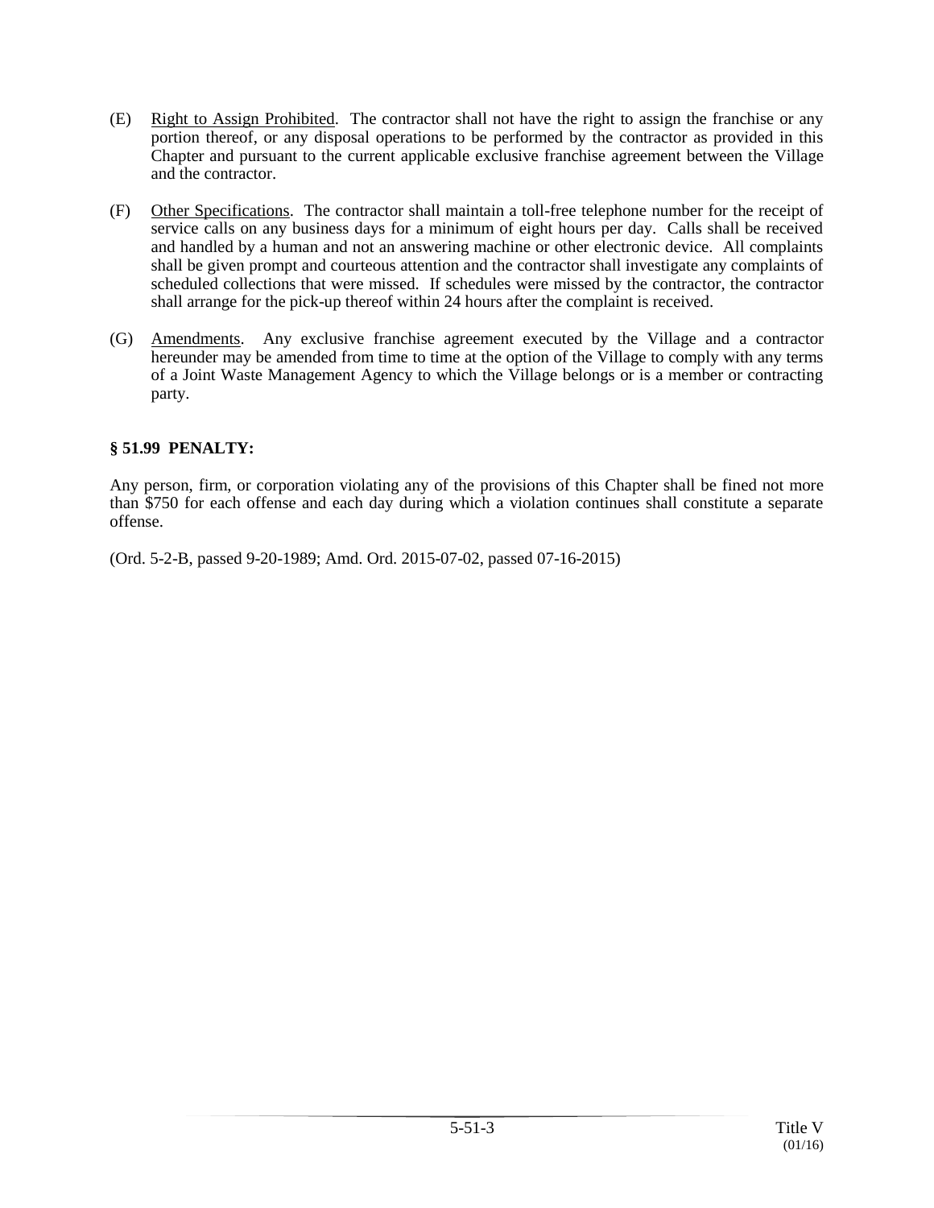(E) Right to Assign Prohibited. The contractor shall not have the right to assign the franchise or any portion thereof, or any disposal operations to be performed by the contractor as provided in this Chapter and pursuant to the current applicable exclusive franchise agreement between the Village and the contractor.

(F) Other Specifications. The contractor shall maintain a toll-free telephone number for the receipt of service calls on any business days for a minimum of eight hours per day. Calls shall be received and handled by a human and not an answering machine or other electronic device. All complaints shall be given prompt and courteous attention and the contractor shall investigate any complaints of scheduled collections that were missed. If schedules were missed by the contractor, the contractor shall arrange for the pick-up thereof within 24 hours after the complaint is received.

(G) Amendments. Any exclusive franchise agreement executed by the Village and a contractor hereunder may be amended from time to time at the option of the Village to comply with any terms of a Joint Waste Management Agency to which the Village belongs or is a member or contracting party.

### § 51.99 PENALTY:

Any person, firm, or corporation violating any of the provisions of this Chapter shall be fined not more than $750 for each offense and each day during which a violation continues shall constitute a separate offense.

(Ord. 5-2-B, passed 9-20-1989; Amd. Ord. 2015-07-02, passed 07-16-2015)